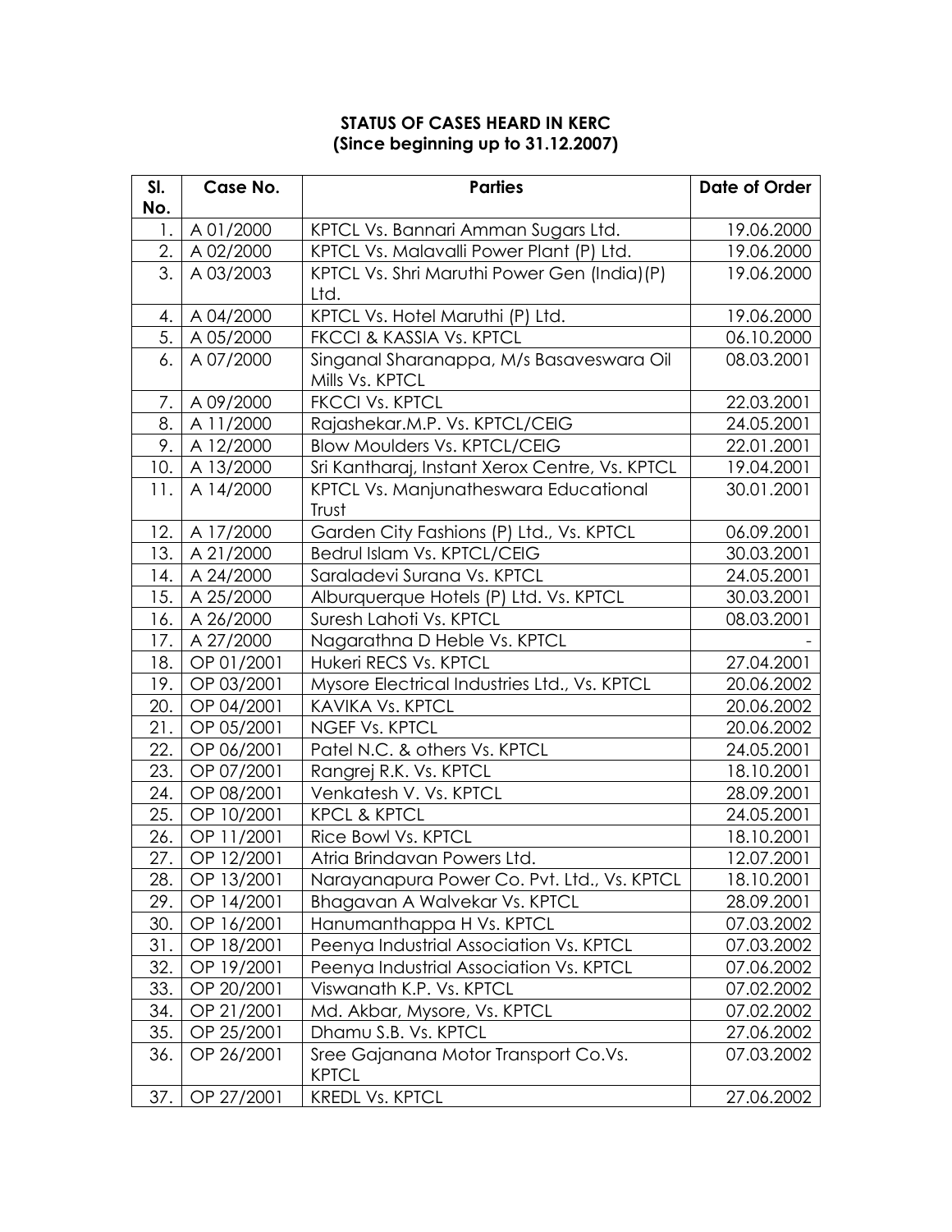**STATUS OF CASES HEARD IN KERC**
**(Since beginning up to 31.12.2007)**

| Sl. No. | Case No. | Parties | Date of Order |
|---|---|---|---|
| 1. | A 01/2000 | KPTCL Vs. Bannari Amman Sugars Ltd. | 19.06.2000 |
| 2. | A 02/2000 | KPTCL Vs. Malavalli Power Plant (P) Ltd. | 19.06.2000 |
| 3. | A 03/2003 | KPTCL Vs. Shri Maruthi Power Gen (India)(P) Ltd. | 19.06.2000 |
| 4. | A 04/2000 | KPTCL Vs. Hotel Maruthi (P) Ltd. | 19.06.2000 |
| 5. | A 05/2000 | FKCCI & KASSIA Vs. KPTCL | 06.10.2000 |
| 6. | A 07/2000 | Singanal Sharanappa, M/s Basaveswara Oil Mills Vs. KPTCL | 08.03.2001 |
| 7. | A 09/2000 | FKCCI Vs. KPTCL | 22.03.2001 |
| 8. | A 11/2000 | Rajashekar.M.P. Vs. KPTCL/CEIG | 24.05.2001 |
| 9. | A 12/2000 | Blow Moulders Vs. KPTCL/CEIG | 22.01.2001 |
| 10. | A 13/2000 | Sri Kantharaj, Instant Xerox Centre, Vs. KPTCL | 19.04.2001 |
| 11. | A 14/2000 | KPTCL Vs. Manjunatheswara Educational Trust | 30.01.2001 |
| 12. | A 17/2000 | Garden City Fashions (P) Ltd., Vs. KPTCL | 06.09.2001 |
| 13. | A 21/2000 | Bedrul Islam Vs. KPTCL/CEIG | 30.03.2001 |
| 14. | A 24/2000 | Saraladevi Surana Vs. KPTCL | 24.05.2001 |
| 15. | A 25/2000 | Alburquerque Hotels (P) Ltd. Vs. KPTCL | 30.03.2001 |
| 16. | A 26/2000 | Suresh Lahoti Vs. KPTCL | 08.03.2001 |
| 17. | A 27/2000 | Nagarathna D Heble Vs. KPTCL | - |
| 18. | OP 01/2001 | Hukeri RECS Vs. KPTCL | 27.04.2001 |
| 19. | OP 03/2001 | Mysore Electrical Industries Ltd., Vs. KPTCL | 20.06.2002 |
| 20. | OP 04/2001 | KAVIKA Vs. KPTCL | 20.06.2002 |
| 21. | OP 05/2001 | NGEF Vs. KPTCL | 20.06.2002 |
| 22. | OP 06/2001 | Patel N.C. & others Vs. KPTCL | 24.05.2001 |
| 23. | OP 07/2001 | Rangrej R.K. Vs. KPTCL | 18.10.2001 |
| 24. | OP 08/2001 | Venkatesh V. Vs. KPTCL | 28.09.2001 |
| 25. | OP 10/2001 | KPCL & KPTCL | 24.05.2001 |
| 26. | OP 11/2001 | Rice Bowl Vs. KPTCL | 18.10.2001 |
| 27. | OP 12/2001 | Atria Brindavan Powers Ltd. | 12.07.2001 |
| 28. | OP 13/2001 | Narayanapura Power Co. Pvt. Ltd., Vs. KPTCL | 18.10.2001 |
| 29. | OP 14/2001 | Bhagavan A Walvekar Vs. KPTCL | 28.09.2001 |
| 30. | OP 16/2001 | Hanumanthappa H Vs. KPTCL | 07.03.2002 |
| 31. | OP 18/2001 | Peenya Industrial Association Vs. KPTCL | 07.03.2002 |
| 32. | OP 19/2001 | Peenya Industrial Association Vs. KPTCL | 07.06.2002 |
| 33. | OP 20/2001 | Viswanath K.P. Vs. KPTCL | 07.02.2002 |
| 34. | OP 21/2001 | Md. Akbar, Mysore, Vs. KPTCL | 07.02.2002 |
| 35. | OP 25/2001 | Dhamu S.B. Vs. KPTCL | 27.06.2002 |
| 36. | OP 26/2001 | Sree Gajanana Motor Transport Co.Vs. KPTCL | 07.03.2002 |
| 37. | OP 27/2001 | KREDL Vs. KPTCL | 27.06.2002 |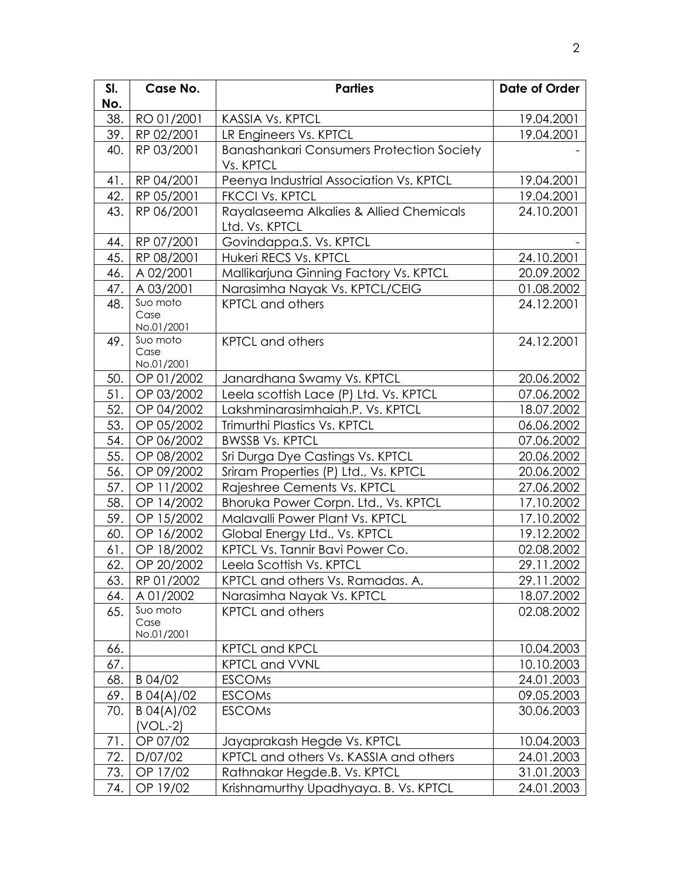| Sl. No. | Case No. | Parties | Date of Order |
|---|---|---|---|
| 38. | RO 01/2001 | KASSIA Vs. KPTCL | 19.04.2001 |
| 39. | RP 02/2001 | LR Engineers Vs. KPTCL | 19.04.2001 |
| 40. | RP 03/2001 | Banashankari Consumers Protection Society Vs. KPTCL | - |
| 41. | RP 04/2001 | Peenya Industrial Association Vs. KPTCL | 19.04.2001 |
| 42. | RP 05/2001 | FKCCI Vs. KPTCL | 19.04.2001 |
| 43. | RP 06/2001 | Rayalaseema Alkalies & Allied Chemicals Ltd. Vs. KPTCL | 24.10.2001 |
| 44. | RP 07/2001 | Govindappa.S. Vs. KPTCL | - |
| 45. | RP 08/2001 | Hukeri RECS Vs. KPTCL | 24.10.2001 |
| 46. | A 02/2001 | Mallikarjuna Ginning Factory Vs. KPTCL | 20.09.2002 |
| 47. | A 03/2001 | Narasimha Nayak Vs. KPTCL/CEIG | 01.08.2002 |
| 48. | Suo moto Case No.01/2001 | KPTCL and others | 24.12.2001 |
| 49. | Suo moto Case No.01/2001 | KPTCL and others | 24.12.2001 |
| 50. | OP 01/2002 | Janardhana Swamy Vs. KPTCL | 20.06.2002 |
| 51. | OP 03/2002 | Leela scottish Lace (P) Ltd. Vs. KPTCL | 07.06.2002 |
| 52. | OP 04/2002 | Lakshminarasimhaiah.P. Vs. KPTCL | 18.07.2002 |
| 53. | OP 05/2002 | Trimurthi Plastics Vs. KPTCL | 06.06.2002 |
| 54. | OP 06/2002 | BWSSB Vs. KPTCL | 07.06.2002 |
| 55. | OP 08/2002 | Sri Durga Dye Castings Vs. KPTCL | 20.06.2002 |
| 56. | OP 09/2002 | Sriram Properties (P) Ltd., Vs. KPTCL | 20.06.2002 |
| 57. | OP 11/2002 | Rajeshree Cements Vs. KPTCL | 27.06.2002 |
| 58. | OP 14/2002 | Bhoruka Power Corpn. Ltd., Vs. KPTCL | 17.10.2002 |
| 59. | OP 15/2002 | Malavalli Power Plant Vs. KPTCL | 17.10.2002 |
| 60. | OP 16/2002 | Global Energy Ltd., Vs. KPTCL | 19.12.2002 |
| 61. | OP 18/2002 | KPTCL Vs. Tannir Bavi Power Co. | 02.08.2002 |
| 62. | OP 20/2002 | Leela Scottish Vs. KPTCL | 29.11.2002 |
| 63. | RP 01/2002 | KPTCL and others Vs. Ramadas. A. | 29.11.2002 |
| 64. | A 01/2002 | Narasimha Nayak Vs. KPTCL | 18.07.2002 |
| 65. | Suo moto Case No.01/2001 | KPTCL and others | 02.08.2002 |
| 66. | | KPTCL and KPCL | 10.04.2003 |
| 67. | | KPTCL and VVNL | 10.10.2003 |
| 68. | B 04/02 | ESCOMs | 24.01.2003 |
| 69. | B 04(A)/02 | ESCOMs | 09.05.2003 |
| 70. | B 04(A)/02 (VOL.-2) | ESCOMs | 30.06.2003 |
| 71. | OP 07/02 | Jayaprakash Hegde Vs. KPTCL | 10.04.2003 |
| 72. | D/07/02 | KPTCL and others Vs. KASSIA and others | 24.01.2003 |
| 73. | OP 17/02 | Rathnakar Hegde.B. Vs. KPTCL | 31.01.2003 |
| 74. | OP 19/02 | Krishnamurthy Upadhyaya. B. Vs. KPTCL | 24.01.2003 |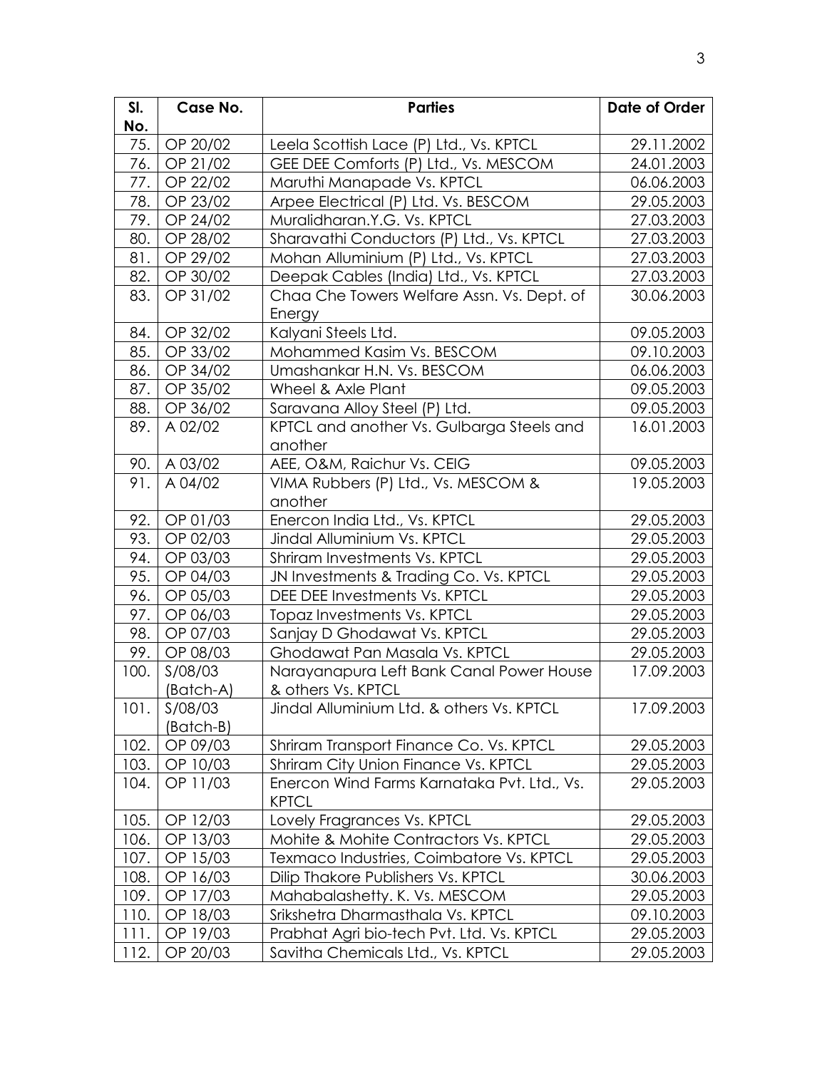| Sl. No. | Case No. | Parties | Date of Order |
|---|---|---|---|
| 75. | OP 20/02 | Leela Scottish Lace (P) Ltd., Vs. KPTCL | 29.11.2002 |
| 76. | OP 21/02 | GEE DEE Comforts (P) Ltd., Vs. MESCOM | 24.01.2003 |
| 77. | OP 22/02 | Maruthi Manapade Vs. KPTCL | 06.06.2003 |
| 78. | OP 23/02 | Arpee Electrical (P) Ltd. Vs. BESCOM | 29.05.2003 |
| 79. | OP 24/02 | Muralidharan.Y.G. Vs. KPTCL | 27.03.2003 |
| 80. | OP 28/02 | Sharavathi Conductors (P) Ltd., Vs. KPTCL | 27.03.2003 |
| 81. | OP 29/02 | Mohan Alluminium (P) Ltd., Vs. KPTCL | 27.03.2003 |
| 82. | OP 30/02 | Deepak Cables (India) Ltd., Vs. KPTCL | 27.03.2003 |
| 83. | OP 31/02 | Chaa Che Towers Welfare Assn. Vs. Dept. of Energy | 30.06.2003 |
| 84. | OP 32/02 | Kalyani Steels Ltd. | 09.05.2003 |
| 85. | OP 33/02 | Mohammed Kasim Vs. BESCOM | 09.10.2003 |
| 86. | OP 34/02 | Umashankar H.N. Vs. BESCOM | 06.06.2003 |
| 87. | OP 35/02 | Wheel & Axle Plant | 09.05.2003 |
| 88. | OP 36/02 | Saravana Alloy Steel (P) Ltd. | 09.05.2003 |
| 89. | A 02/02 | KPTCL and another Vs. Gulbarga Steels and another | 16.01.2003 |
| 90. | A 03/02 | AEE, O&M, Raichur Vs. CEIG | 09.05.2003 |
| 91. | A 04/02 | VIMA Rubbers (P) Ltd., Vs. MESCOM & another | 19.05.2003 |
| 92. | OP 01/03 | Enercon India Ltd., Vs. KPTCL | 29.05.2003 |
| 93. | OP 02/03 | Jindal Alluminium Vs. KPTCL | 29.05.2003 |
| 94. | OP 03/03 | Shriram Investments Vs. KPTCL | 29.05.2003 |
| 95. | OP 04/03 | JN Investments & Trading Co. Vs. KPTCL | 29.05.2003 |
| 96. | OP 05/03 | DEE DEE Investments Vs. KPTCL | 29.05.2003 |
| 97. | OP 06/03 | Topaz Investments Vs. KPTCL | 29.05.2003 |
| 98. | OP 07/03 | Sanjay D Ghodawat Vs. KPTCL | 29.05.2003 |
| 99. | OP 08/03 | Ghodawat Pan Masala Vs. KPTCL | 29.05.2003 |
| 100. | S/08/03 (Batch-A) | Narayanapura Left Bank Canal Power House & others Vs. KPTCL | 17.09.2003 |
| 101. | S/08/03 (Batch-B) | Jindal Alluminium Ltd. & others Vs. KPTCL | 17.09.2003 |
| 102. | OP 09/03 | Shriram Transport Finance Co. Vs. KPTCL | 29.05.2003 |
| 103. | OP 10/03 | Shriram City Union Finance Vs. KPTCL | 29.05.2003 |
| 104. | OP 11/03 | Enercon Wind Farms Karnataka Pvt. Ltd., Vs. KPTCL | 29.05.2003 |
| 105. | OP 12/03 | Lovely Fragrances Vs. KPTCL | 29.05.2003 |
| 106. | OP 13/03 | Mohite & Mohite Contractors Vs. KPTCL | 29.05.2003 |
| 107. | OP 15/03 | Texmaco Industries, Coimbatore Vs. KPTCL | 29.05.2003 |
| 108. | OP 16/03 | Dilip Thakore Publishers Vs. KPTCL | 30.06.2003 |
| 109. | OP 17/03 | Mahabalashetty. K. Vs. MESCOM | 29.05.2003 |
| 110. | OP 18/03 | Srikshetra Dharmasthala Vs. KPTCL | 09.10.2003 |
| 111. | OP 19/03 | Prabhat Agri bio-tech Pvt. Ltd. Vs. KPTCL | 29.05.2003 |
| 112. | OP 20/03 | Savitha Chemicals Ltd., Vs. KPTCL | 29.05.2003 |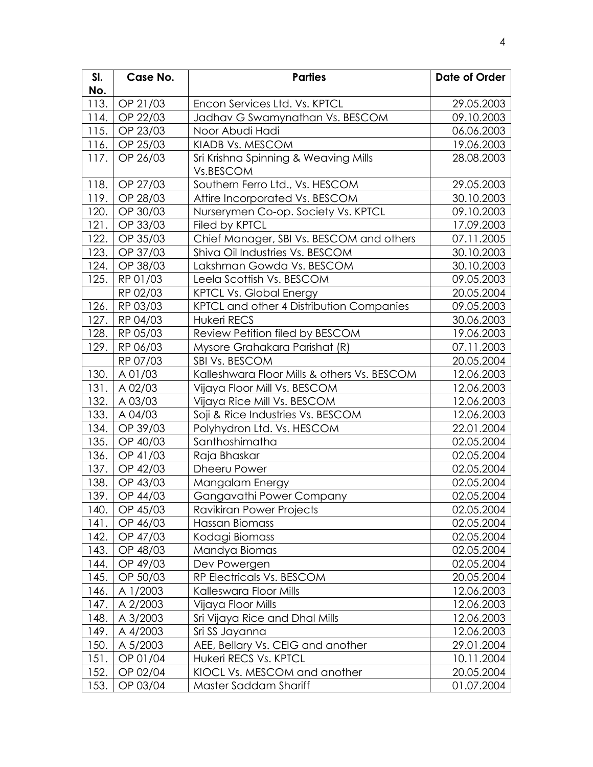| Sl. No. | Case No. | Parties | Date of Order |
|---|---|---|---|
| 113. | OP 21/03 | Encon Services Ltd. Vs. KPTCL | 29.05.2003 |
| 114. | OP 22/03 | Jadhav G Swamynathan Vs. BESCOM | 09.10.2003 |
| 115. | OP 23/03 | Noor Abudi Hadi | 06.06.2003 |
| 116. | OP 25/03 | KIADB Vs. MESCOM | 19.06.2003 |
| 117. | OP 26/03 | Sri Krishna Spinning & Weaving Mills Vs.BESCOM | 28.08.2003 |
| 118. | OP 27/03 | Southern Ferro Ltd., Vs. HESCOM | 29.05.2003 |
| 119. | OP 28/03 | Attire Incorporated Vs. BESCOM | 30.10.2003 |
| 120. | OP 30/03 | Nurserymen Co-op. Society Vs. KPTCL | 09.10.2003 |
| 121. | OP 33/03 | Filed by KPTCL | 17.09.2003 |
| 122. | OP 35/03 | Chief Manager, SBI Vs. BESCOM and others | 07.11.2005 |
| 123. | OP 37/03 | Shiva Oil Industries Vs. BESCOM | 30.10.2003 |
| 124. | OP 38/03 | Lakshman Gowda Vs. BESCOM | 30.10.2003 |
| 125. | RP 01/03 | Leela Scottish Vs. BESCOM | 09.05.2003 |
| | RP 02/03 | KPTCL Vs. Global Energy | 20.05.2004 |
| 126. | RP 03/03 | KPTCL and other 4 Distribution Companies | 09.05.2003 |
| 127. | RP 04/03 | Hukeri RECS | 30.06.2003 |
| 128. | RP 05/03 | Review Petition filed by BESCOM | 19.06.2003 |
| 129. | RP 06/03 | Mysore Grahakara Parishat (R) | 07.11.2003 |
| | RP 07/03 | SBI Vs. BESCOM | 20.05.2004 |
| 130. | A 01/03 | Kalleshwara Floor Mills & others Vs. BESCOM | 12.06.2003 |
| 131. | A 02/03 | Vijaya Floor Mill Vs. BESCOM | 12.06.2003 |
| 132. | A 03/03 | Vijaya Rice Mill Vs. BESCOM | 12.06.2003 |
| 133. | A 04/03 | Soji & Rice Industries Vs. BESCOM | 12.06.2003 |
| 134. | OP 39/03 | Polyhydron Ltd. Vs. HESCOM | 22.01.2004 |
| 135. | OP 40/03 | Santhoshimatha | 02.05.2004 |
| 136. | OP 41/03 | Raja Bhaskar | 02.05.2004 |
| 137. | OP 42/03 | Dheeru Power | 02.05.2004 |
| 138. | OP 43/03 | Mangalam Energy | 02.05.2004 |
| 139. | OP 44/03 | Gangavathi Power Company | 02.05.2004 |
| 140. | OP 45/03 | Ravikiran Power Projects | 02.05.2004 |
| 141. | OP 46/03 | Hassan Biomass | 02.05.2004 |
| 142. | OP 47/03 | Kodagi Biomass | 02.05.2004 |
| 143. | OP 48/03 | Mandya Biomas | 02.05.2004 |
| 144. | OP 49/03 | Dev Powergen | 02.05.2004 |
| 145. | OP 50/03 | RP Electricals Vs. BESCOM | 20.05.2004 |
| 146. | A 1/2003 | Kalleswara Floor Mills | 12.06.2003 |
| 147. | A 2/2003 | Vijaya Floor Mills | 12.06.2003 |
| 148. | A 3/2003 | Sri Vijaya Rice and Dhal Mills | 12.06.2003 |
| 149. | A 4/2003 | Sri SS Jayanna | 12.06.2003 |
| 150. | A 5/2003 | AEE, Bellary Vs. CEIG and another | 29.01.2004 |
| 151. | OP 01/04 | Hukeri RECS Vs. KPTCL | 10.11.2004 |
| 152. | OP 02/04 | KIOCL Vs. MESCOM and another | 20.05.2004 |
| 153. | OP 03/04 | Master Saddam Shariff | 01.07.2004 |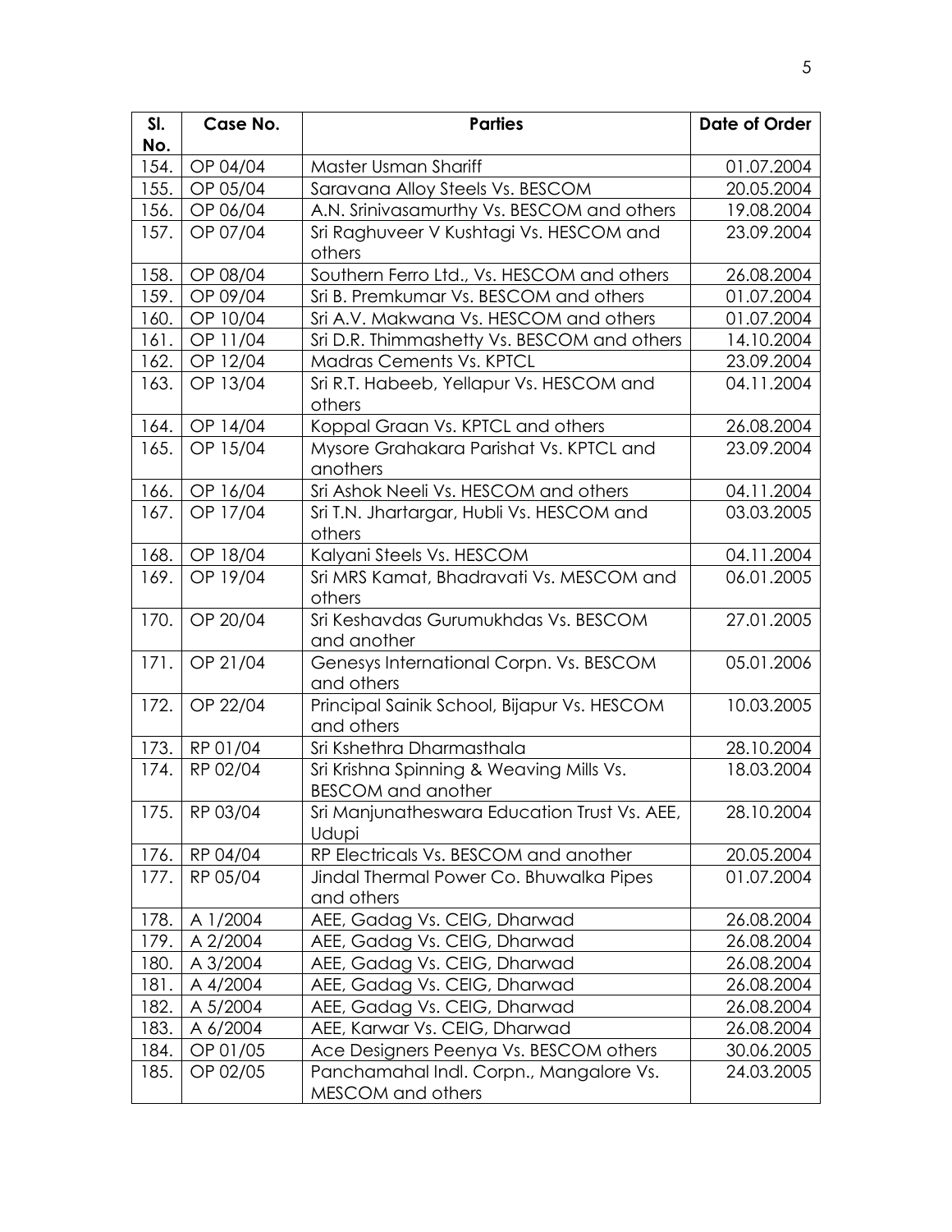| Sl. No. | Case No. | Parties | Date of Order |
|---|---|---|---|
| 154. | OP 04/04 | Master Usman Shariff | 01.07.2004 |
| 155. | OP 05/04 | Saravana Alloy Steels Vs. BESCOM | 20.05.2004 |
| 156. | OP 06/04 | A.N. Srinivasamurthy Vs. BESCOM and others | 19.08.2004 |
| 157. | OP 07/04 | Sri Raghuveer V Kushtagi Vs. HESCOM and others | 23.09.2004 |
| 158. | OP 08/04 | Southern Ferro Ltd., Vs. HESCOM and others | 26.08.2004 |
| 159. | OP 09/04 | Sri B. Premkumar Vs. BESCOM and others | 01.07.2004 |
| 160. | OP 10/04 | Sri A.V. Makwana Vs. HESCOM and others | 01.07.2004 |
| 161. | OP 11/04 | Sri D.R. Thimmashetty Vs. BESCOM and others | 14.10.2004 |
| 162. | OP 12/04 | Madras Cements Vs. KPTCL | 23.09.2004 |
| 163. | OP 13/04 | Sri R.T. Habeeb, Yellapur Vs. HESCOM and others | 04.11.2004 |
| 164. | OP 14/04 | Koppal Graan Vs. KPTCL and others | 26.08.2004 |
| 165. | OP 15/04 | Mysore Grahakara Parishat Vs. KPTCL and anothers | 23.09.2004 |
| 166. | OP 16/04 | Sri Ashok Neeli Vs. HESCOM and others | 04.11.2004 |
| 167. | OP 17/04 | Sri T.N. Jhartargar, Hubli Vs. HESCOM and others | 03.03.2005 |
| 168. | OP 18/04 | Kalyani Steels Vs. HESCOM | 04.11.2004 |
| 169. | OP 19/04 | Sri MRS Kamat, Bhadravati Vs. MESCOM and others | 06.01.2005 |
| 170. | OP 20/04 | Sri Keshavdas Gurumukhdas Vs. BESCOM and another | 27.01.2005 |
| 171. | OP 21/04 | Genesys International Corpn. Vs. BESCOM and others | 05.01.2006 |
| 172. | OP 22/04 | Principal Sainik School, Bijapur Vs. HESCOM and others | 10.03.2005 |
| 173. | RP 01/04 | Sri Kshethra Dharmasthala | 28.10.2004 |
| 174. | RP 02/04 | Sri Krishna Spinning & Weaving Mills Vs. BESCOM and another | 18.03.2004 |
| 175. | RP 03/04 | Sri Manjunatheswara Education Trust Vs. AEE, Udupi | 28.10.2004 |
| 176. | RP 04/04 | RP Electricals Vs. BESCOM and another | 20.05.2004 |
| 177. | RP 05/04 | Jindal Thermal Power Co. Bhuwalka Pipes and others | 01.07.2004 |
| 178. | A 1/2004 | AEE, Gadag Vs. CEIG, Dharwad | 26.08.2004 |
| 179. | A 2/2004 | AEE, Gadag Vs. CEIG, Dharwad | 26.08.2004 |
| 180. | A 3/2004 | AEE, Gadag Vs. CEIG, Dharwad | 26.08.2004 |
| 181. | A 4/2004 | AEE, Gadag Vs. CEIG, Dharwad | 26.08.2004 |
| 182. | A 5/2004 | AEE, Gadag Vs. CEIG, Dharwad | 26.08.2004 |
| 183. | A 6/2004 | AEE, Karwar Vs. CEIG, Dharwad | 26.08.2004 |
| 184. | OP 01/05 | Ace Designers Peenya Vs. BESCOM others | 30.06.2005 |
| 185. | OP 02/05 | Panchamahal Indl. Corpn., Mangalore Vs. MESCOM and others | 24.03.2005 |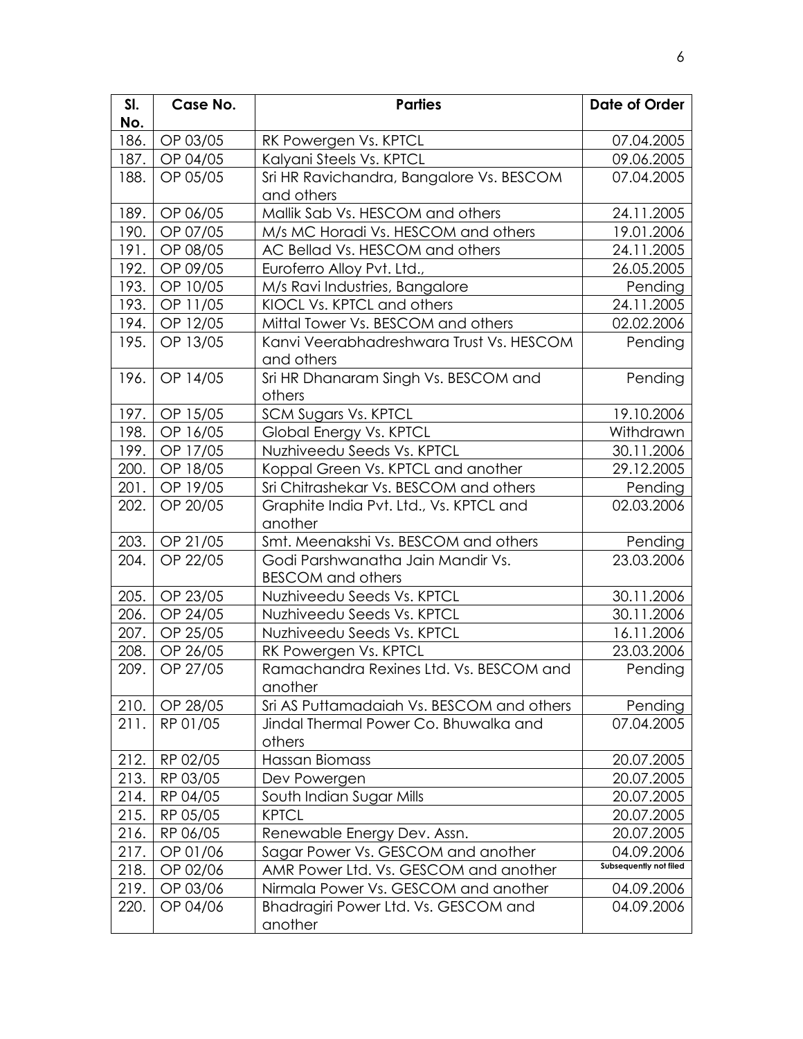| Sl. No. | Case No. | Parties | Date of Order |
|---|---|---|---|
| 186. | OP 03/05 | RK Powergen Vs. KPTCL | 07.04.2005 |
| 187. | OP 04/05 | Kalyani Steels Vs. KPTCL | 09.06.2005 |
| 188. | OP 05/05 | Sri HR Ravichandra, Bangalore Vs. BESCOM and others | 07.04.2005 |
| 189. | OP 06/05 | Mallik Sab Vs. HESCOM and others | 24.11.2005 |
| 190. | OP 07/05 | M/s MC Horadi Vs. HESCOM and others | 19.01.2006 |
| 191. | OP 08/05 | AC Bellad Vs. HESCOM and others | 24.11.2005 |
| 192. | OP 09/05 | Euroferro Alloy Pvt. Ltd., | 26.05.2005 |
| 193. | OP 10/05 | M/s Ravi Industries, Bangalore | Pending |
| 193. | OP 11/05 | KIOCL Vs. KPTCL and others | 24.11.2005 |
| 194. | OP 12/05 | Mittal Tower Vs. BESCOM and others | 02.02.2006 |
| 195. | OP 13/05 | Kanvi Veerabhadreshwara Trust Vs. HESCOM and others | Pending |
| 196. | OP 14/05 | Sri HR Dhanaram Singh Vs. BESCOM and others | Pending |
| 197. | OP 15/05 | SCM Sugars Vs. KPTCL | 19.10.2006 |
| 198. | OP 16/05 | Global Energy Vs. KPTCL | Withdrawn |
| 199. | OP 17/05 | Nuzhiveedu Seeds Vs. KPTCL | 30.11.2006 |
| 200. | OP 18/05 | Koppal Green Vs. KPTCL and another | 29.12.2005 |
| 201. | OP 19/05 | Sri Chitrashekar Vs. BESCOM and others | Pending |
| 202. | OP 20/05 | Graphite India Pvt. Ltd., Vs. KPTCL and another | 02.03.2006 |
| 203. | OP 21/05 | Smt. Meenakshi Vs. BESCOM and others | Pending |
| 204. | OP 22/05 | Godi Parshwanatha Jain Mandir Vs. BESCOM and others | 23.03.2006 |
| 205. | OP 23/05 | Nuzhiveedu Seeds Vs. KPTCL | 30.11.2006 |
| 206. | OP 24/05 | Nuzhiveedu Seeds Vs. KPTCL | 30.11.2006 |
| 207. | OP 25/05 | Nuzhiveedu Seeds Vs. KPTCL | 16.11.2006 |
| 208. | OP 26/05 | RK Powergen Vs. KPTCL | 23.03.2006 |
| 209. | OP 27/05 | Ramachandra Rexines Ltd. Vs. BESCOM and another | Pending |
| 210. | OP 28/05 | Sri AS Puttamadaiah Vs. BESCOM and others | Pending |
| 211. | RP 01/05 | Jindal Thermal Power Co. Bhuwalka and others | 07.04.2005 |
| 212. | RP 02/05 | Hassan Biomass | 20.07.2005 |
| 213. | RP 03/05 | Dev Powergen | 20.07.2005 |
| 214. | RP 04/05 | South Indian Sugar Mills | 20.07.2005 |
| 215. | RP 05/05 | KPTCL | 20.07.2005 |
| 216. | RP 06/05 | Renewable Energy Dev. Assn. | 20.07.2005 |
| 217. | OP 01/06 | Sagar Power Vs. GESCOM and another | 04.09.2006 |
| 218. | OP 02/06 | AMR Power Ltd. Vs. GESCOM and another | Subsequently not filed |
| 219. | OP 03/06 | Nirmala Power Vs. GESCOM and another | 04.09.2006 |
| 220. | OP 04/06 | Bhadragiri Power Ltd. Vs. GESCOM and another | 04.09.2006 |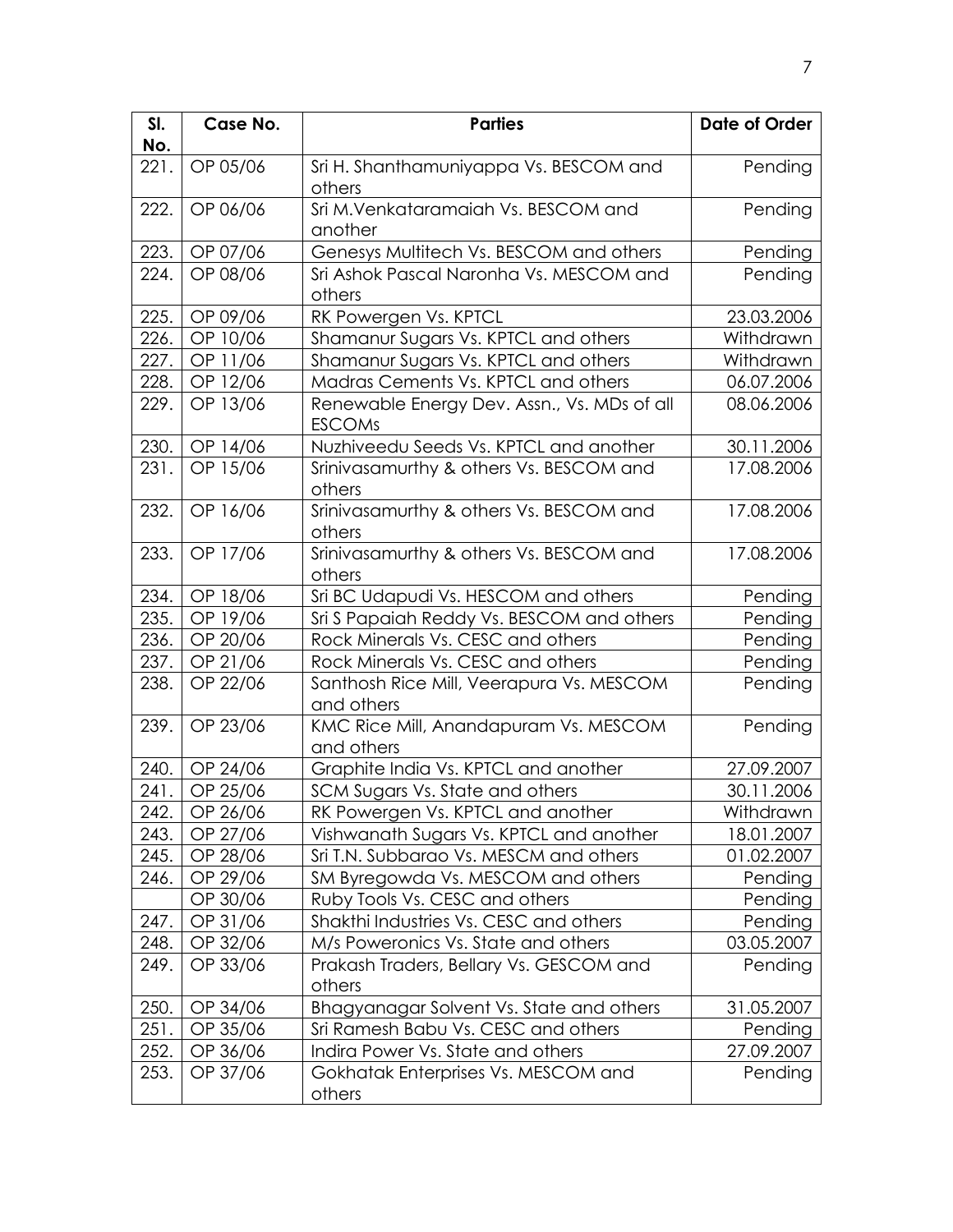| Sl. No. | Case No. | Parties | Date of Order |
|---|---|---|---|
| 221. | OP 05/06 | Sri H. Shanthamuniyappa Vs. BESCOM and others | Pending |
| 222. | OP 06/06 | Sri M.Venkataramaiah Vs. BESCOM and another | Pending |
| 223. | OP 07/06 | Genesys Multitech Vs. BESCOM and others | Pending |
| 224. | OP 08/06 | Sri Ashok Pascal Naronha Vs. MESCOM and others | Pending |
| 225. | OP 09/06 | RK Powergen Vs. KPTCL | 23.03.2006 |
| 226. | OP 10/06 | Shamanur Sugars Vs. KPTCL and others | Withdrawn |
| 227. | OP 11/06 | Shamanur Sugars Vs. KPTCL and others | Withdrawn |
| 228. | OP 12/06 | Madras Cements Vs. KPTCL and others | 06.07.2006 |
| 229. | OP 13/06 | Renewable Energy Dev. Assn., Vs. MDs of all ESCOMs | 08.06.2006 |
| 230. | OP 14/06 | Nuzhiveedu Seeds Vs. KPTCL and another | 30.11.2006 |
| 231. | OP 15/06 | Srinivasamurthy & others Vs. BESCOM and others | 17.08.2006 |
| 232. | OP 16/06 | Srinivasamurthy & others Vs. BESCOM and others | 17.08.2006 |
| 233. | OP 17/06 | Srinivasamurthy & others Vs. BESCOM and others | 17.08.2006 |
| 234. | OP 18/06 | Sri BC Udapudi Vs. HESCOM and others | Pending |
| 235. | OP 19/06 | Sri S Papaiah Reddy Vs. BESCOM and others | Pending |
| 236. | OP 20/06 | Rock Minerals Vs. CESC and others | Pending |
| 237. | OP 21/06 | Rock Minerals Vs. CESC and others | Pending |
| 238. | OP 22/06 | Santhosh Rice Mill, Veerapura Vs. MESCOM and others | Pending |
| 239. | OP 23/06 | KMC Rice Mill, Anandapuram Vs. MESCOM and others | Pending |
| 240. | OP 24/06 | Graphite India Vs. KPTCL and another | 27.09.2007 |
| 241. | OP 25/06 | SCM Sugars Vs. State and others | 30.11.2006 |
| 242. | OP 26/06 | RK Powergen Vs. KPTCL and another | Withdrawn |
| 243. | OP 27/06 | Vishwanath Sugars Vs. KPTCL and another | 18.01.2007 |
| 245. | OP 28/06 | Sri T.N. Subbarao Vs. MESCM and others | 01.02.2007 |
| 246. | OP 29/06 | SM Byregowda Vs. MESCOM and others | Pending |
| | OP 30/06 | Ruby Tools Vs. CESC and others | Pending |
| 247. | OP 31/06 | Shakthi Industries Vs. CESC and others | Pending |
| 248. | OP 32/06 | M/s Poweronics Vs. State and others | 03.05.2007 |
| 249. | OP 33/06 | Prakash Traders, Bellary Vs. GESCOM and others | Pending |
| 250. | OP 34/06 | Bhagyanagar Solvent Vs. State and others | 31.05.2007 |
| 251. | OP 35/06 | Sri Ramesh Babu Vs. CESC and others | Pending |
| 252. | OP 36/06 | Indira Power Vs. State and others | 27.09.2007 |
| 253. | OP 37/06 | Gokhatak Enterprises Vs. MESCOM and others | Pending |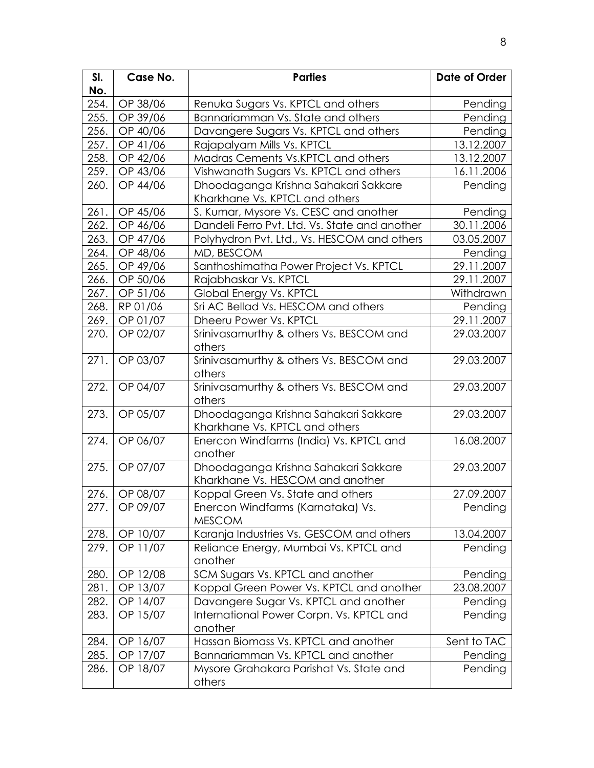| Sl. No. | Case No. | Parties | Date of Order |
|---|---|---|---|
| 254. | OP 38/06 | Renuka Sugars Vs. KPTCL and others | Pending |
| 255. | OP 39/06 | Bannariamman Vs. State and others | Pending |
| 256. | OP 40/06 | Davangere Sugars Vs. KPTCL and others | Pending |
| 257. | OP 41/06 | Rajapalyam Mills Vs. KPTCL | 13.12.2007 |
| 258. | OP 42/06 | Madras Cements Vs.KPTCL and others | 13.12.2007 |
| 259. | OP 43/06 | Vishwanath Sugars Vs. KPTCL and others | 16.11.2006 |
| 260. | OP 44/06 | Dhoodaganga Krishna Sahakari Sakkare Kharkhane Vs. KPTCL and others | Pending |
| 261. | OP 45/06 | S. Kumar, Mysore Vs. CESC and another | Pending |
| 262. | OP 46/06 | Dandeli Ferro Pvt. Ltd. Vs. State and another | 30.11.2006 |
| 263. | OP 47/06 | Polyhydron Pvt. Ltd., Vs. HESCOM and others | 03.05.2007 |
| 264. | OP 48/06 | MD, BESCOM | Pending |
| 265. | OP 49/06 | Santhoshimatha Power Project Vs. KPTCL | 29.11.2007 |
| 266. | OP 50/06 | Rajabhaskar Vs. KPTCL | 29.11.2007 |
| 267. | OP 51/06 | Global Energy Vs. KPTCL | Withdrawn |
| 268. | RP 01/06 | Sri AC Bellad Vs. HESCOM and others | Pending |
| 269. | OP 01/07 | Dheeru Power Vs. KPTCL | 29.11.2007 |
| 270. | OP 02/07 | Srinivasamurthy & others Vs. BESCOM and others | 29.03.2007 |
| 271. | OP 03/07 | Srinivasamurthy & others Vs. BESCOM and others | 29.03.2007 |
| 272. | OP 04/07 | Srinivasamurthy & others Vs. BESCOM and others | 29.03.2007 |
| 273. | OP 05/07 | Dhoodaganga Krishna Sahakari Sakkare Kharkhane Vs. KPTCL and others | 29.03.2007 |
| 274. | OP 06/07 | Enercon Windfarms (India) Vs. KPTCL and another | 16.08.2007 |
| 275. | OP 07/07 | Dhoodaganga Krishna Sahakari Sakkare Kharkhane Vs. HESCOM and another | 29.03.2007 |
| 276. | OP 08/07 | Koppal Green Vs. State and others | 27.09.2007 |
| 277. | OP 09/07 | Enercon Windfarms (Karnataka) Vs. MESCOM | Pending |
| 278. | OP 10/07 | Karanja Industries Vs. GESCOM and others | 13.04.2007 |
| 279. | OP 11/07 | Reliance Energy, Mumbai Vs. KPTCL and another | Pending |
| 280. | OP 12/08 | SCM Sugars Vs. KPTCL and another | Pending |
| 281. | OP 13/07 | Koppal Green Power Vs. KPTCL and another | 23.08.2007 |
| 282. | OP 14/07 | Davangere Sugar Vs. KPTCL and another | Pending |
| 283. | OP 15/07 | International Power Corpn. Vs. KPTCL and another | Pending |
| 284. | OP 16/07 | Hassan Biomass Vs. KPTCL and another | Sent to TAC |
| 285. | OP 17/07 | Bannariamman Vs. KPTCL and another | Pending |
| 286. | OP 18/07 | Mysore Grahakara Parishat Vs. State and others | Pending |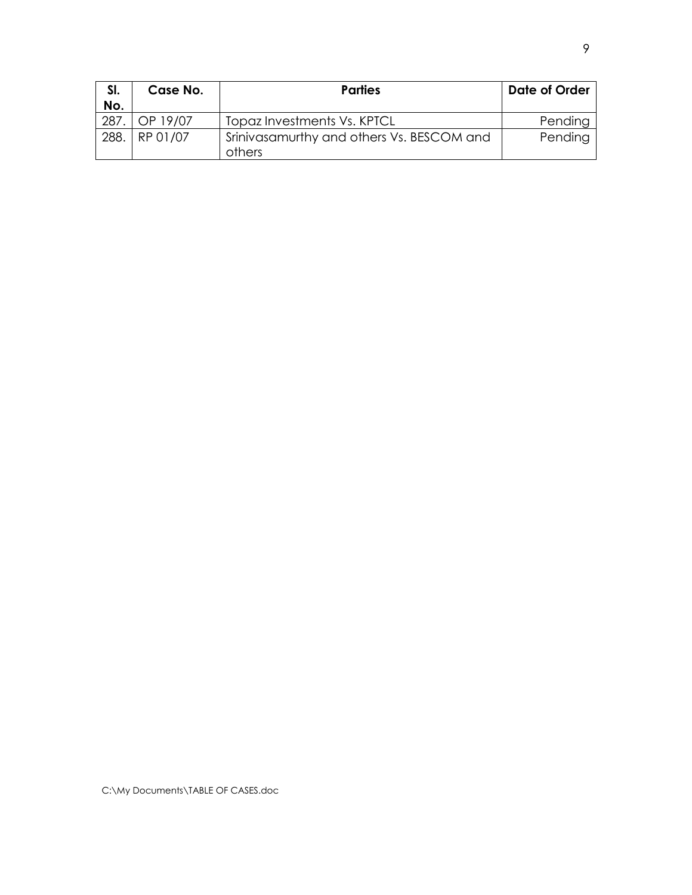| Sl. No. | Case No. | Parties | Date of Order |
|---|---|---|---|
| 287. | OP 19/07 | Topaz Investments Vs. KPTCL | Pending |
| 288. | RP 01/07 | Srinivasamurthy and others Vs. BESCOM and others | Pending |

C:\My Documents\TABLE OF CASES.doc